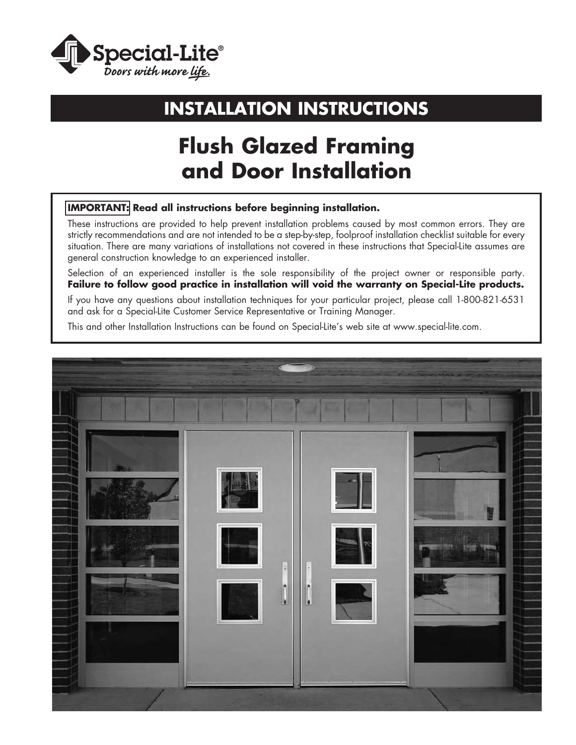Special-Lite®
*Doors with more life.*

# INSTALLATION INSTRUCTIONS

# Flush Glazed Framing and Door Installation

**IMPORTANT: Read all instructions before beginning installation.**

These instructions are provided to help prevent installation problems caused by most common errors. They are strictly recommendations and are not intended to be a step-by-step, foolproof installation checklist suitable for every situation. There are many variations of installations not covered in these instructions that Special-Lite assumes are general construction knowledge to an experienced installer.

Selection of an experienced installer is the sole responsibility of the project owner or responsible party. **Failure to follow good practice in installation will void the warranty on Special-Lite products.**

If you have any questions about installation techniques for your particular project, please call 1-800-821-6531 and ask for a Special-Lite Customer Service Representative or Training Manager.

This and other Installation Instructions can be found on Special-Lite's web site at www.special-lite.com.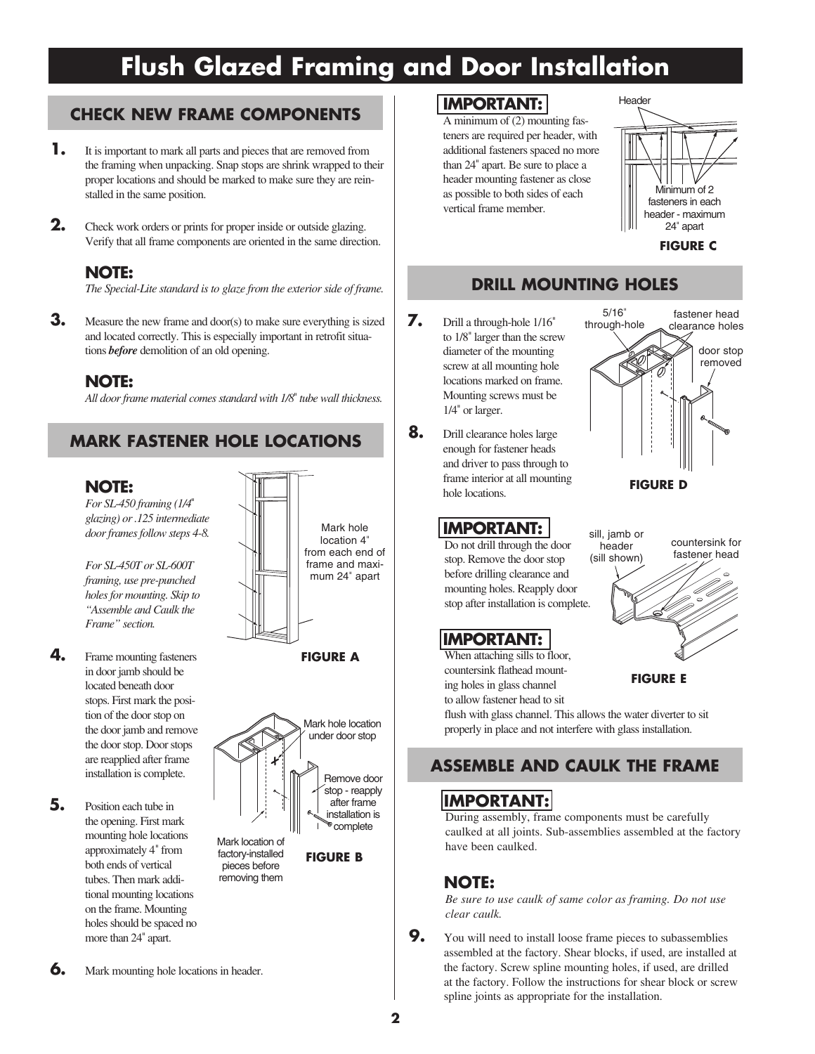# Flush Glazed Framing and Door Installation

## CHECK NEW FRAME COMPONENTS

**1.** It is important to mark all parts and pieces that are removed from the framing when unpacking. Snap stops are shrink wrapped to their proper locations and should be marked to make sure they are reinstalled in the same position.

**2.** Check work orders or prints for proper inside or outside glazing. Verify that all frame components are oriented in the same direction.

### NOTE:

*The Special-Lite standard is to glaze from the exterior side of frame.*

**3.** Measure the new frame and door(s) to make sure everything is sized and located correctly. This is especially important in retrofit situations ***before*** demolition of an old opening.

### NOTE:

*All door frame material comes standard with 1/8" tube wall thickness.*

## MARK FASTENER HOLE LOCATIONS

### NOTE:

*For SL-450 framing (1/4" glazing) or .125 intermediate door frames follow steps 4-8.*

*For SL-450T or SL-600T framing, use pre-punched holes for mounting. Skip to "Assemble and Caulk the Frame" section.*

Mark hole location 4" from each end of frame and maximum 24" apart

**FIGURE A**

**4.** Frame mounting fasteners in door jamb should be located beneath door stops. First mark the position of the door stop on the door jamb and remove the door stop. Door stops are reapplied after frame installation is complete.

**5.** Position each tube in the opening. First mark mounting hole locations approximately 4" from both ends of vertical tubes. Then mark additional mounting locations on the frame. Mounting holes should be spaced no more than 24" apart.

Mark hole location under door stop

Remove door stop - reapply after frame installation is complete

Mark location of factory-installed pieces before removing them

**FIGURE B**

**6.** Mark mounting hole locations in header.

### IMPORTANT:

A minimum of (2) mounting fasteners are required per header, with additional fasteners spaced no more than 24" apart. Be sure to place a header mounting fastener as close as possible to both sides of each vertical frame member.

Header

Minimum of 2 fasteners in each header - maximum 24" apart

**FIGURE C**

## DRILL MOUNTING HOLES

**7.** Drill a through-hole 1/16" to 1/8" larger than the screw diameter of the mounting screw at all mounting hole locations marked on frame. Mounting screws must be 1/4" or larger.

**8.** Drill clearance holes large enough for fastener heads and driver to pass through to frame interior at all mounting hole locations.

5/16" through-hole

fastener head clearance holes

door stop removed

**FIGURE D**

### IMPORTANT:

Do not drill through the door stop. Remove the door stop before drilling clearance and mounting holes. Reapply door stop after installation is complete.

### IMPORTANT:

When attaching sills to floor, countersink flathead mounting holes in glass channel to allow fastener head to sit flush with glass channel. This allows the water diverter to sit properly in place and not interfere with glass installation.

sill, jamb or header (sill shown)

countersink for fastener head

**FIGURE E**

## ASSEMBLE AND CAULK THE FRAME

### IMPORTANT:

During assembly, frame components must be carefully caulked at all joints. Sub-assemblies assembled at the factory have been caulked.

### NOTE:

*Be sure to use caulk of same color as framing. Do not use clear caulk.*

**9.** You will need to install loose frame pieces to subassemblies assembled at the factory. Shear blocks, if used, are installed at the factory. Screw spline mounting holes, if used, are drilled at the factory. Follow the instructions for shear block or screw spline joints as appropriate for the installation.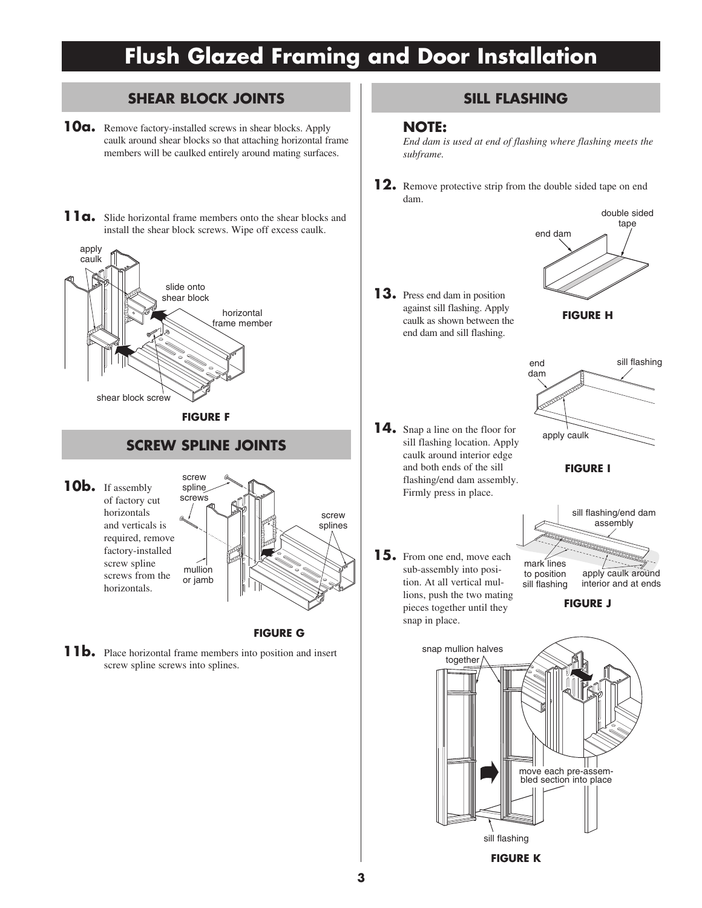# Flush Glazed Framing and Door Installation

## SHEAR BLOCK JOINTS

**10a.** Remove factory-installed screws in shear blocks. Apply caulk around shear blocks so that attaching horizontal frame members will be caulked entirely around mating surfaces.

**11a.** Slide horizontal frame members onto the shear blocks and install the shear block screws. Wipe off excess caulk.

apply caulk

slide onto shear block

horizontal frame member

shear block screw

**FIGURE F**

## SCREW SPLINE JOINTS

**10b.** If assembly of factory cut horizontals and verticals is required, remove factory-installed screw spline screws from the horizontals.

screw spline screws

screw splines

mullion or jamb

**FIGURE G**

**11b.** Place horizontal frame members into position and insert screw spline screws into splines.

## SILL FLASHING

### NOTE:

*End dam is used at end of flashing where flashing meets the subframe.*

**12.** Remove protective strip from the double sided tape on end dam.

double sided tape

end dam

**FIGURE H**

**13.** Press end dam in position against sill flashing. Apply caulk as shown between the end dam and sill flashing.

end dam

sill flashing

apply caulk

**FIGURE I**

**14.** Snap a line on the floor for sill flashing location. Apply caulk around interior edge and both ends of the sill flashing/end dam assembly. Firmly press in place.

sill flashing/end dam assembly

mark lines to position sill flashing

apply caulk around interior and at ends

**FIGURE J**

**15.** From one end, move each sub-assembly into position. At all vertical mullions, push the two mating pieces together until they snap in place.

snap mullion halves together

move each pre-assembled section into place

sill flashing

**FIGURE K**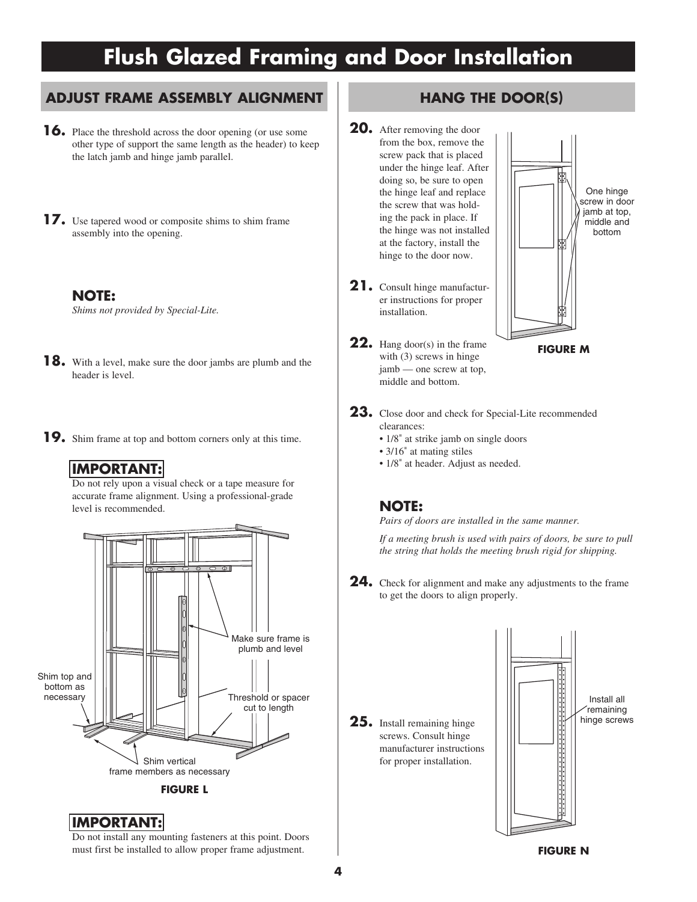# Flush Glazed Framing and Door Installation

## ADJUST FRAME ASSEMBLY ALIGNMENT

**16.** Place the threshold across the door opening (or use some other type of support the same length as the header) to keep the latch jamb and hinge jamb parallel.

**17.** Use tapered wood or composite shims to shim frame assembly into the opening.

**NOTE:**
*Shims not provided by Special-Lite.*

**18.** With a level, make sure the door jambs are plumb and the header is level.

**19.** Shim frame at top and bottom corners only at this time.

**IMPORTANT:**
Do not rely upon a visual check or a tape measure for accurate frame alignment. Using a professional-grade level is recommended.

Make sure frame is plumb and level

Shim top and bottom as necessary

Threshold or spacer cut to length

Shim vertical frame members as necessary

**FIGURE L**

**IMPORTANT:**
Do not install any mounting fasteners at this point. Doors must first be installed to allow proper frame adjustment.

## HANG THE DOOR(S)

**20.** After removing the door from the box, remove the screw pack that is placed under the hinge leaf. After doing so, be sure to open the hinge leaf and replace the screw that was holding the pack in place. If the hinge was not installed at the factory, install the hinge to the door now.

**21.** Consult hinge manufacturer instructions for proper installation.

**22.** Hang door(s) in the frame with (3) screws in hinge jamb — one screw at top, middle and bottom.

One hinge screw in door jamb at top, middle and bottom

**FIGURE M**

**23.** Close door and check for Special-Lite recommended clearances:

- 1/8" at strike jamb on single doors
- 3/16" at mating stiles
- 1/8" at header. Adjust as needed.

**NOTE:**
*Pairs of doors are installed in the same manner.*

*If a meeting brush is used with pairs of doors, be sure to pull the string that holds the meeting brush rigid for shipping.*

**24.** Check for alignment and make any adjustments to the frame to get the doors to align properly.

**25.** Install remaining hinge screws. Consult hinge manufacturer instructions for proper installation.

Install all remaining hinge screws

**FIGURE N**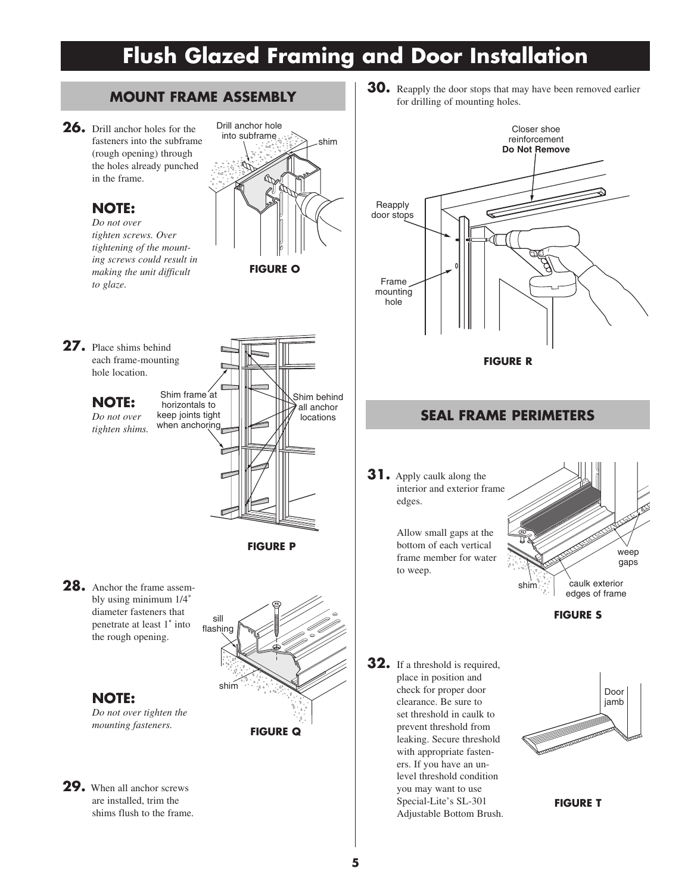# Flush Glazed Framing and Door Installation

## MOUNT FRAME ASSEMBLY

**26.** Drill anchor holes for the fasteners into the subframe (rough opening) through the holes already punched in the frame.

### NOTE:

*Do not over tighten screws. Over tightening of the mounting screws could result in making the unit difficult to glaze.*

Drill anchor hole into subframe

shim

**FIGURE O**

**27.** Place shims behind each frame-mounting hole location.

### NOTE:

*Do not over tighten shims.*

Shim frame at horizontals to keep joints tight when anchoring

Shim behind all anchor locations

**FIGURE P**

**28.** Anchor the frame assembly using minimum 1/4" diameter fasteners that penetrate at least 1" into the rough opening.

### NOTE:

*Do not over tighten the mounting fasteners.*

sill flashing

shim

**FIGURE Q**

**29.** When all anchor screws are installed, trim the shims flush to the frame.

**30.** Reapply the door stops that may have been removed earlier for drilling of mounting holes.

Closer shoe reinforcement **Do Not Remove**

Reapply door stops

Frame mounting hole

**FIGURE R**

## SEAL FRAME PERIMETERS

**31.** Apply caulk along the interior and exterior frame edges.

Allow small gaps at the bottom of each vertical frame member for water to weep.

weep gaps

shim

caulk exterior edges of frame

**FIGURE S**

**32.** If a threshold is required, place in position and check for proper door clearance. Be sure to set threshold in caulk to prevent threshold from leaking. Secure threshold with appropriate fasteners. If you have an unlevel threshold condition you may want to use Special-Lite's SL-301 Adjustable Bottom Brush.

Door jamb

**FIGURE T**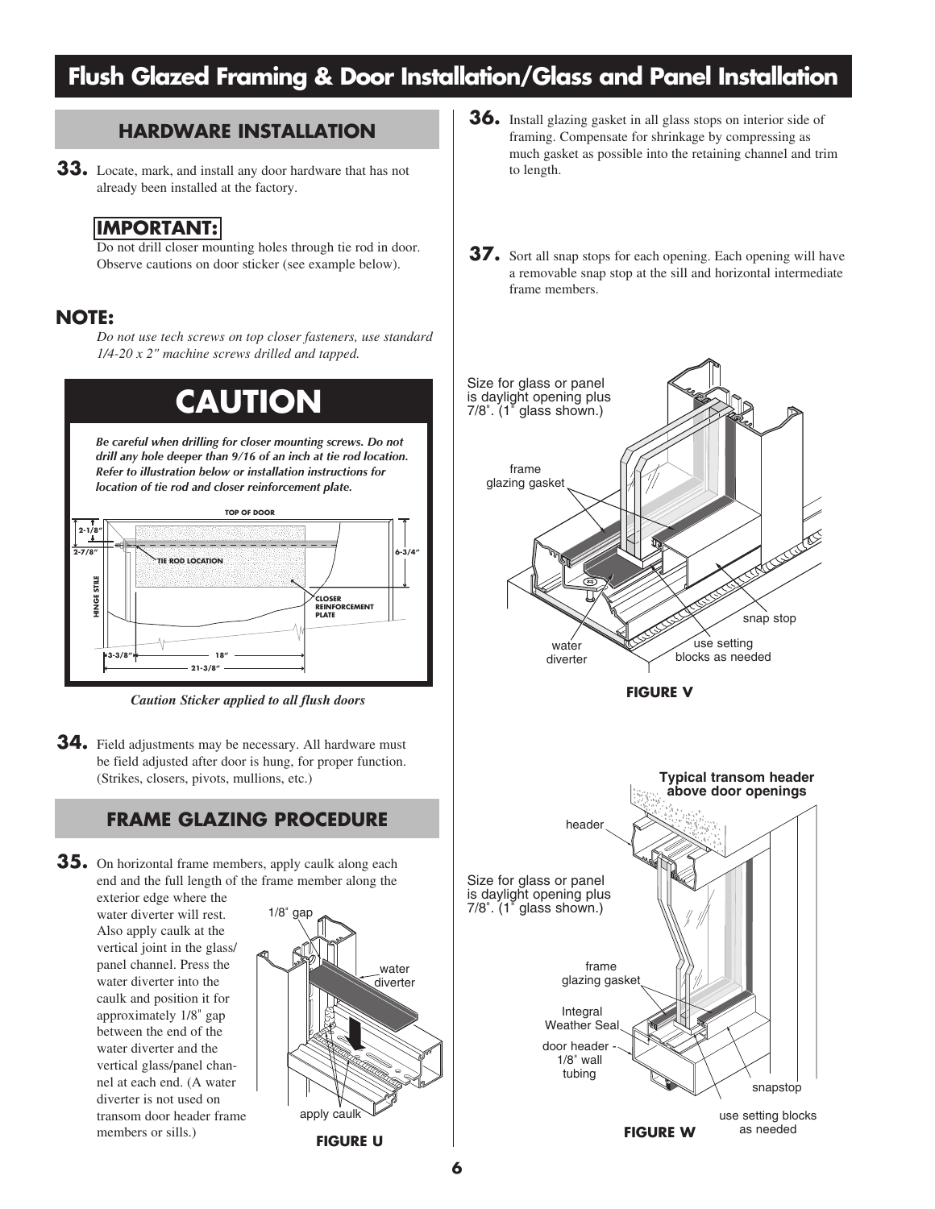# Flush Glazed Framing & Door Installation/Glass and Panel Installation

## HARDWARE INSTALLATION

**33.** Locate, mark, and install any door hardware that has not already been installed at the factory.

**IMPORTANT:**
Do not drill closer mounting holes through tie rod in door. Observe cautions on door sticker (see example below).

**NOTE:**
*Do not use tech screws on top closer fasteners, use standard 1/4-20 x 2" machine screws drilled and tapped.*

## CAUTION

***Be careful when drilling for closer mounting screws. Do not drill any hole deeper than 9/16 of an inch at tie rod location. Refer to illustration below or installation instructions for location of tie rod and closer reinforcement plate.***

TOP OF DOOR
2-1/8"
2-7/8"
TIE ROD LOCATION
6-3/4"
HINGE STILE
CLOSER REINFORCEMENT PLATE
3-3/8"
18"
21-3/8"

*Caution Sticker applied to all flush doors*

**34.** Field adjustments may be necessary. All hardware must be field adjusted after door is hung, for proper function. (Strikes, closers, pivots, mullions, etc.)

## FRAME GLAZING PROCEDURE

**35.** On horizontal frame members, apply caulk along each end and the full length of the frame member along the exterior edge where the water diverter will rest. Also apply caulk at the vertical joint in the glass/panel channel. Press the water diverter into the caulk and position it for approximately 1/8" gap between the end of the water diverter and the vertical glass/panel channel at each end. (A water diverter is not used on transom door header frame members or sills.)

1/8" gap
water diverter
apply caulk

**FIGURE U**

**36.** Install glazing gasket in all glass stops on interior side of framing. Compensate for shrinkage by compressing as much gasket as possible into the retaining channel and trim to length.

**37.** Sort all snap stops for each opening. Each opening will have a removable snap stop at the sill and horizontal intermediate frame members.

Size for glass or panel is daylight opening plus 7/8". (1" glass shown.)
frame glazing gasket
snap stop
water diverter
use setting blocks as needed

**FIGURE V**

**Typical transom header above door openings**
header
Size for glass or panel is daylight opening plus 7/8". (1" glass shown.)
frame glazing gasket
Integral Weather Seal
door header - 1/8" wall tubing
snapstop
use setting blocks as needed

**FIGURE W**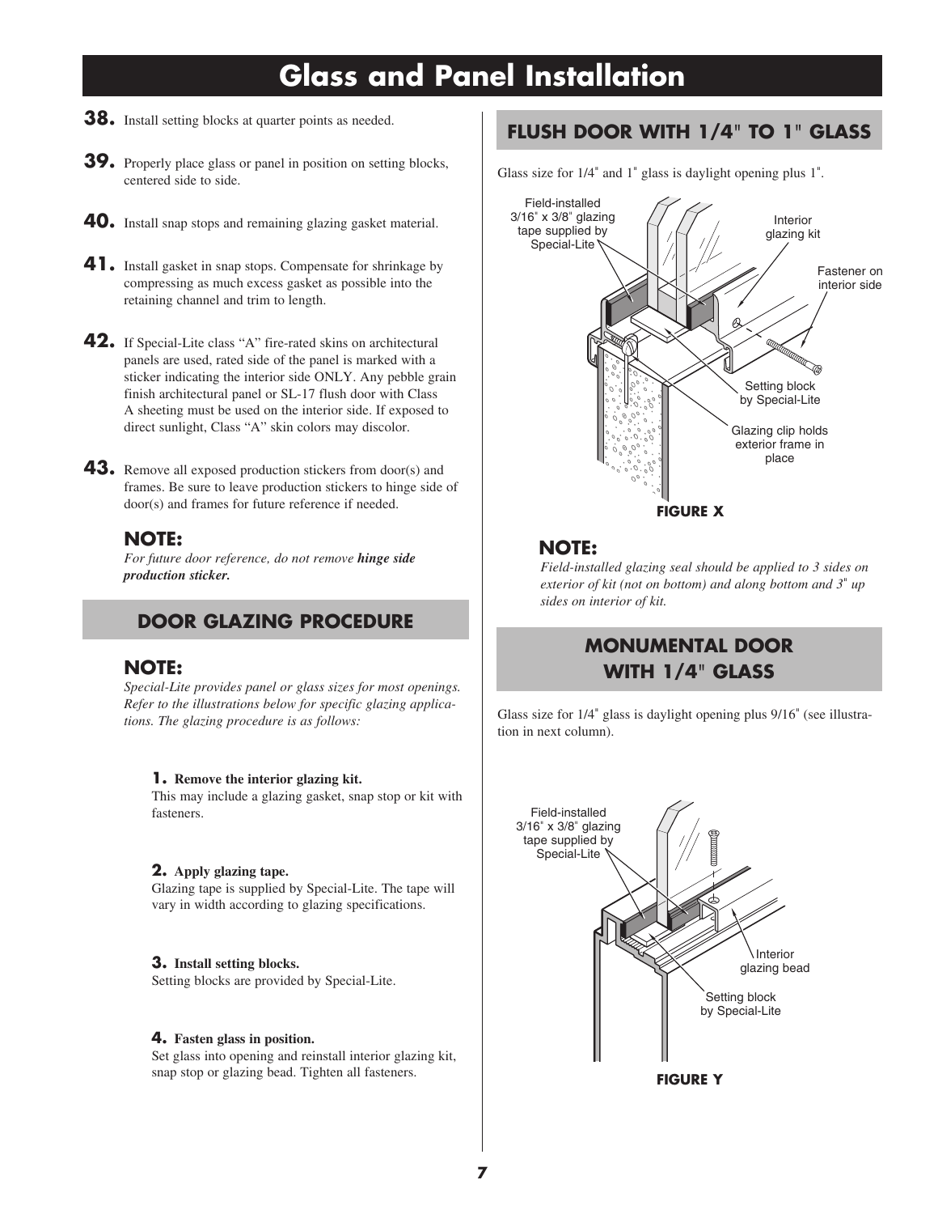# Glass and Panel Installation

**38.** Install setting blocks at quarter points as needed.

**39.** Properly place glass or panel in position on setting blocks, centered side to side.

**40.** Install snap stops and remaining glazing gasket material.

**41.** Install gasket in snap stops. Compensate for shrinkage by compressing as much excess gasket as possible into the retaining channel and trim to length.

**42.** If Special-Lite class "A" fire-rated skins on architectural panels are used, rated side of the panel is marked with a sticker indicating the interior side ONLY. Any pebble grain finish architectural panel or SL-17 flush door with Class A sheeting must be used on the interior side. If exposed to direct sunlight, Class "A" skin colors may discolor.

**43.** Remove all exposed production stickers from door(s) and frames. Be sure to leave production stickers to hinge side of door(s) and frames for future reference if needed.

### NOTE:

*For future door reference, do not remove **hinge side production sticker.***

## DOOR GLAZING PROCEDURE

### NOTE:

*Special-Lite provides panel or glass sizes for most openings. Refer to the illustrations below for specific glazing applications. The glazing procedure is as follows:*

**1. Remove the interior glazing kit.**
This may include a glazing gasket, snap stop or kit with fasteners.

**2. Apply glazing tape.**
Glazing tape is supplied by Special-Lite. The tape will vary in width according to glazing specifications.

**3. Install setting blocks.**
Setting blocks are provided by Special-Lite.

**4. Fasten glass in position.**
Set glass into opening and reinstall interior glazing kit, snap stop or glazing bead. Tighten all fasteners.

## FLUSH DOOR WITH 1/4" TO 1" GLASS

Glass size for 1/4" and 1" glass is daylight opening plus 1".

Field-installed 3/16" x 3/8" glazing tape supplied by Special-Lite

Interior glazing kit

Fastener on interior side

Setting block by Special-Lite

Glazing clip holds exterior frame in place

**FIGURE X**

### NOTE:

*Field-installed glazing seal should be applied to 3 sides on exterior of kit (not on bottom) and along bottom and 3" up sides on interior of kit.*

## MONUMENTAL DOOR WITH 1/4" GLASS

Glass size for 1/4" glass is daylight opening plus 9/16" (see illustration in next column).

Field-installed 3/16" x 3/8" glazing tape supplied by Special-Lite

Interior glazing bead

Setting block by Special-Lite

**FIGURE Y**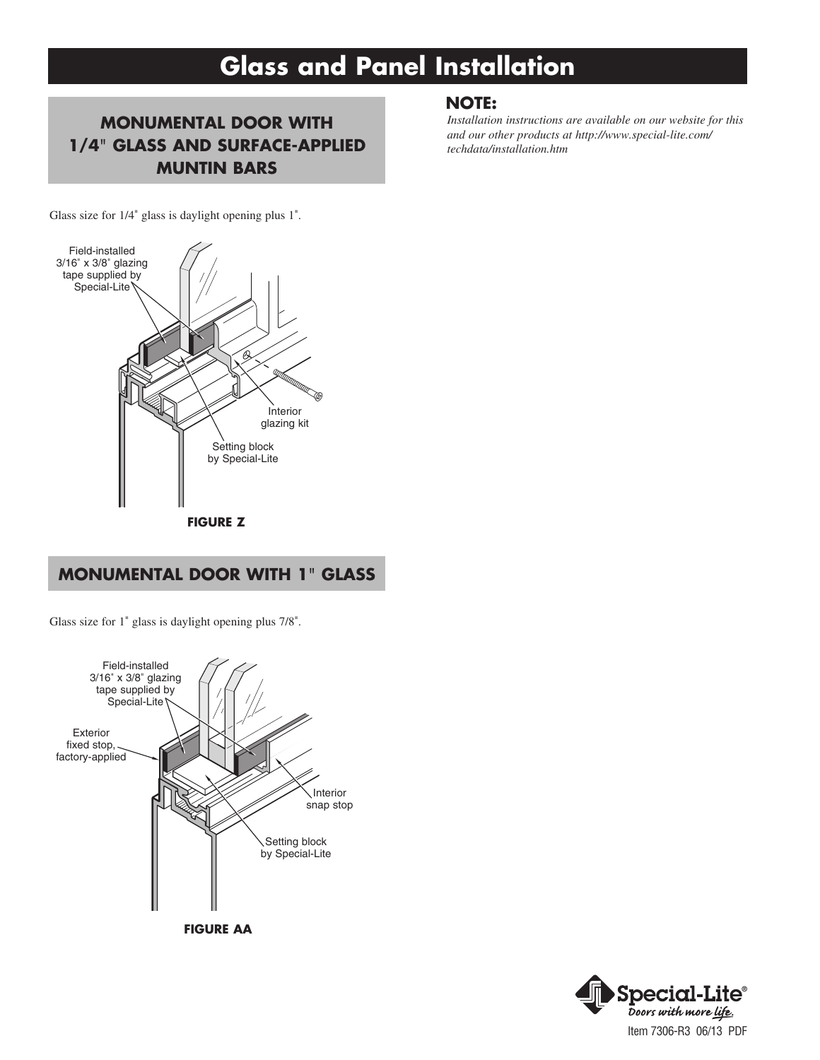# Glass and Panel Installation

## MONUMENTAL DOOR WITH 1/4" GLASS AND SURFACE-APPLIED MUNTIN BARS

Glass size for 1/4" glass is daylight opening plus 1".

Field-installed 3/16" x 3/8" glazing tape supplied by Special-Lite

Interior glazing kit

Setting block by Special-Lite

**FIGURE Z**

## MONUMENTAL DOOR WITH 1" GLASS

Glass size for 1" glass is daylight opening plus 7/8".

Field-installed 3/16" x 3/8" glazing tape supplied by Special-Lite

Exterior fixed stop, factory-applied

Interior snap stop

Setting block by Special-Lite

**FIGURE AA**

## NOTE:

*Installation instructions are available on our website for this and our other products at http://www.special-lite.com/techdata/installation.htm*

Special-Lite® *Doors with more life.*

Item 7306-R3 06/13 PDF